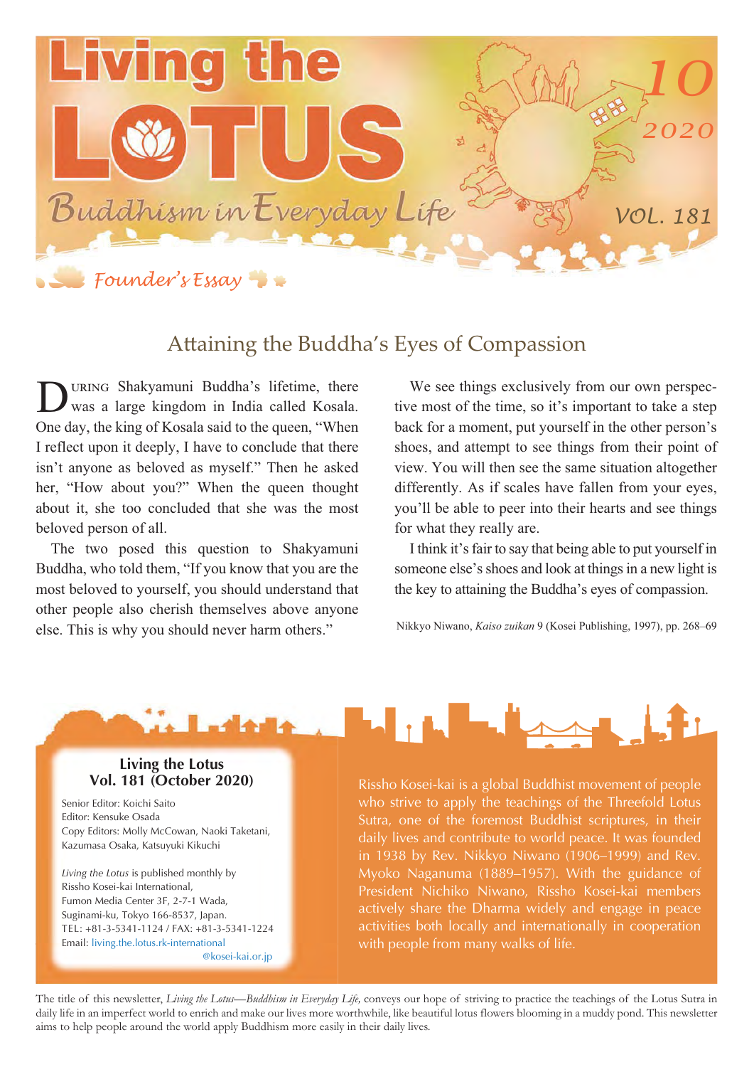# Living the LOTUS

Buddhism in Everyday Life

10 2020

VOL. 181

## Founder's Essay

### Attaining the Buddha's Eyes of Compassion

During Shakyamuni Buddha's lifetime, there was a large kingdom in India called Kosala. One day, the king of Kosala said to the queen, "When I reflect upon it deeply, I have to conclude that there isn't anyone as beloved as myself." Then he asked her, "How about you?" When the queen thought about it, she too concluded that she was the most beloved person of all.

The two posed this question to Shakyamuni Buddha, who told them, "If you know that you are the most beloved to yourself, you should understand that other people also cherish themselves above anyone else. This is why you should never harm others."

We see things exclusively from our own perspective most of the time, so it's important to take a step back for a moment, put yourself in the other person's shoes, and attempt to see things from their point of view. You will then see the same situation altogether differently. As if scales have fallen from your eyes, you'll be able to peer into their hearts and see things for what they really are.

I think it's fair to say that being able to put yourself in someone else's shoes and look at things in a new light is the key to attaining the Buddha's eyes of compassion.

Nikkyo Niwano, *Kaiso zuikan* 9 (Kosei Publishing, 1997), pp. 268–69

**Living the Lotus**
**Vol. 181 (October 2020)**

Senior Editor: Koichi Saito
Editor: Kensuke Osada
Copy Editors: Molly McCowan, Naoki Taketani, Kazumasa Osaka, Katsuyuki Kikuchi

*Living the Lotus* is published monthly by Rissho Kosei-kai International, Fumon Media Center 3F, 2-7-1 Wada, Suginami-ku, Tokyo 166-8537, Japan.
TEL: +81-3-5341-1124 / FAX: +81-3-5341-1224
Email: living.the.lotus.rk-international@kosei-kai.or.jp

Rissho Kosei-kai is a global Buddhist movement of people who strive to apply the teachings of the Threefold Lotus Sutra, one of the foremost Buddhist scriptures, in their daily lives and contribute to world peace. It was founded in 1938 by Rev. Nikkyo Niwano (1906–1999) and Rev. Myoko Naganuma (1889–1957). With the guidance of President Nichiko Niwano, Rissho Kosei-kai members actively share the Dharma widely and engage in peace activities both locally and internationally in cooperation with people from many walks of life.

The title of this newsletter, *Living the Lotus—Buddhism in Everyday Life*, conveys our hope of striving to practice the teachings of the Lotus Sutra in daily life in an imperfect world to enrich and make our lives more worthwhile, like beautiful lotus flowers blooming in a muddy pond. This newsletter aims to help people around the world apply Buddhism more easily in their daily lives.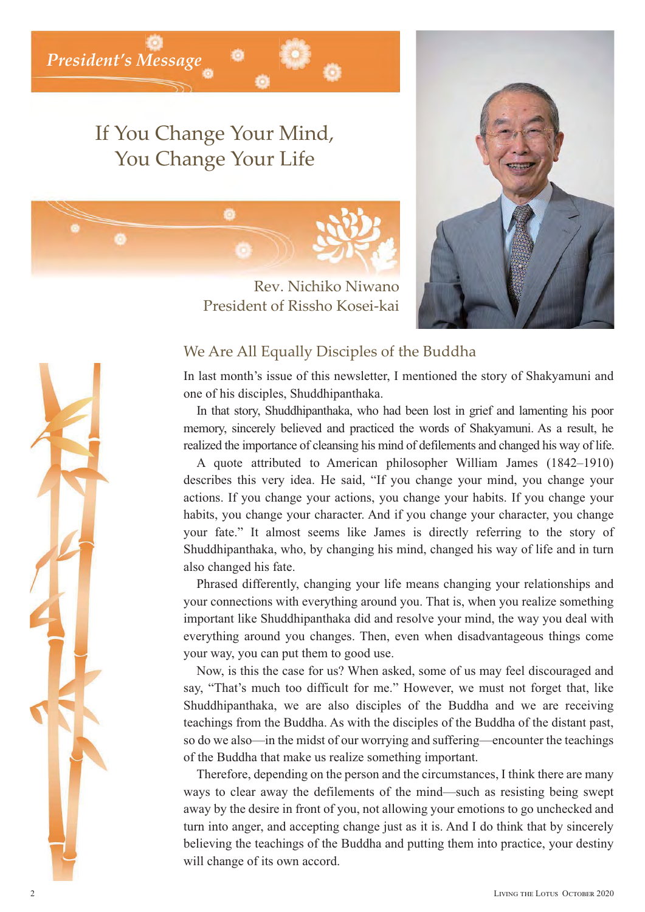*President's Message*

# If You Change Your Mind, You Change Your Life

Rev. Nichiko Niwano
President of Rissho Kosei-kai

## We Are All Equally Disciples of the Buddha

In last month's issue of this newsletter, I mentioned the story of Shakyamuni and one of his disciples, Shuddhipanthaka.

In that story, Shuddhipanthaka, who had been lost in grief and lamenting his poor memory, sincerely believed and practiced the words of Shakyamuni. As a result, he realized the importance of cleansing his mind of defilements and changed his way of life.

A quote attributed to American philosopher William James (1842–1910) describes this very idea. He said, "If you change your mind, you change your actions. If you change your actions, you change your habits. If you change your habits, you change your character. And if you change your character, you change your fate." It almost seems like James is directly referring to the story of Shuddhipanthaka, who, by changing his mind, changed his way of life and in turn also changed his fate.

Phrased differently, changing your life means changing your relationships and your connections with everything around you. That is, when you realize something important like Shuddhipanthaka did and resolve your mind, the way you deal with everything around you changes. Then, even when disadvantageous things come your way, you can put them to good use.

Now, is this the case for us? When asked, some of us may feel discouraged and say, "That's much too difficult for me." However, we must not forget that, like Shuddhipanthaka, we are also disciples of the Buddha and we are receiving teachings from the Buddha. As with the disciples of the Buddha of the distant past, so do we also—in the midst of our worrying and suffering—encounter the teachings of the Buddha that make us realize something important.

Therefore, depending on the person and the circumstances, I think there are many ways to clear away the defilements of the mind—such as resisting being swept away by the desire in front of you, not allowing your emotions to go unchecked and turn into anger, and accepting change just as it is. And I do think that by sincerely believing the teachings of the Buddha and putting them into practice, your destiny will change of its own accord.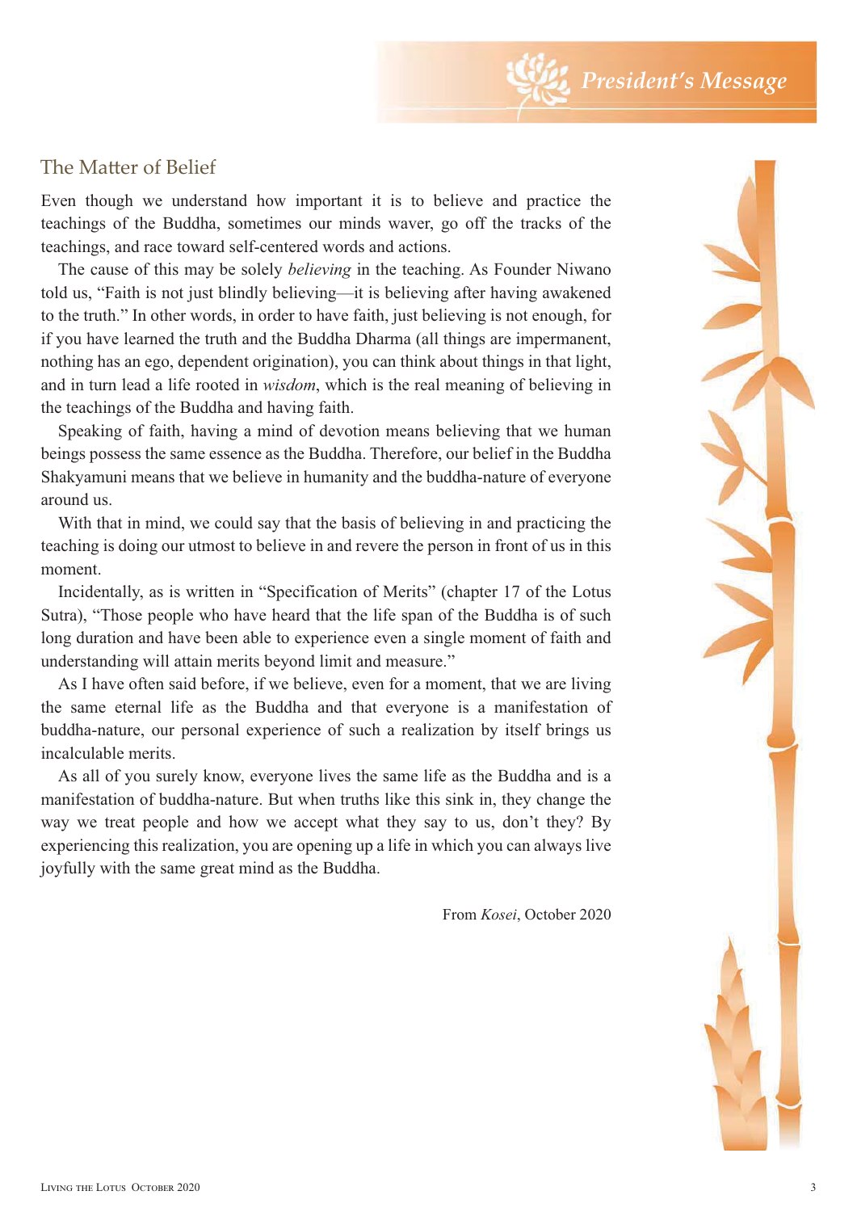# President's Message

## The Matter of Belief

Even though we understand how important it is to believe and practice the teachings of the Buddha, sometimes our minds waver, go off the tracks of the teachings, and race toward self-centered words and actions.

The cause of this may be solely *believing* in the teaching. As Founder Niwano told us, "Faith is not just blindly believing—it is believing after having awakened to the truth." In other words, in order to have faith, just believing is not enough, for if you have learned the truth and the Buddha Dharma (all things are impermanent, nothing has an ego, dependent origination), you can think about things in that light, and in turn lead a life rooted in *wisdom*, which is the real meaning of believing in the teachings of the Buddha and having faith.

Speaking of faith, having a mind of devotion means believing that we human beings possess the same essence as the Buddha. Therefore, our belief in the Buddha Shakyamuni means that we believe in humanity and the buddha-nature of everyone around us.

With that in mind, we could say that the basis of believing in and practicing the teaching is doing our utmost to believe in and revere the person in front of us in this moment.

Incidentally, as is written in "Specification of Merits" (chapter 17 of the Lotus Sutra), "Those people who have heard that the life span of the Buddha is of such long duration and have been able to experience even a single moment of faith and understanding will attain merits beyond limit and measure."

As I have often said before, if we believe, even for a moment, that we are living the same eternal life as the Buddha and that everyone is a manifestation of buddha-nature, our personal experience of such a realization by itself brings us incalculable merits.

As all of you surely know, everyone lives the same life as the Buddha and is a manifestation of buddha-nature. But when truths like this sink in, they change the way we treat people and how we accept what they say to us, don't they? By experiencing this realization, you are opening up a life in which you can always live joyfully with the same great mind as the Buddha.

From *Kosei*, October 2020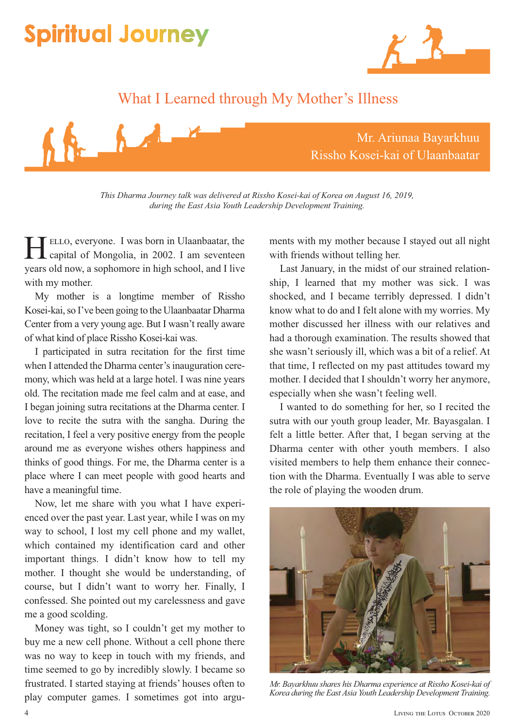# Spiritual Journey

## What I Learned through My Mother's Illness

Mr. Ariunaa Bayarkhuu
Rissho Kosei-kai of Ulaanbaatar

*This Dharma Journey talk was delivered at Rissho Kosei-kai of Korea on August 16, 2019, during the East Asia Youth Leadership Development Training.*

Hello, everyone. I was born in Ulaanbaatar, the capital of Mongolia, in 2002. I am seventeen years old now, a sophomore in high school, and I live with my mother.

My mother is a longtime member of Rissho Kosei-kai, so I've been going to the Ulaanbaatar Dharma Center from a very young age. But I wasn't really aware of what kind of place Rissho Kosei-kai was.

I participated in sutra recitation for the first time when I attended the Dharma center's inauguration ceremony, which was held at a large hotel. I was nine years old. The recitation made me feel calm and at ease, and I began joining sutra recitations at the Dharma center. I love to recite the sutra with the sangha. During the recitation, I feel a very positive energy from the people around me as everyone wishes others happiness and thinks of good things. For me, the Dharma center is a place where I can meet people with good hearts and have a meaningful time.

Now, let me share with you what I have experienced over the past year. Last year, while I was on my way to school, I lost my cell phone and my wallet, which contained my identification card and other important things. I didn't know how to tell my mother. I thought she would be understanding, of course, but I didn't want to worry her. Finally, I confessed. She pointed out my carelessness and gave me a good scolding.

Money was tight, so I couldn't get my mother to buy me a new cell phone. Without a cell phone there was no way to keep in touch with my friends, and time seemed to go by incredibly slowly. I became so frustrated. I started staying at friends' houses often to play computer games. I sometimes got into arguments with my mother because I stayed out all night with friends without telling her.

Last January, in the midst of our strained relationship, I learned that my mother was sick. I was shocked, and I became terribly depressed. I didn't know what to do and I felt alone with my worries. My mother discussed her illness with our relatives and had a thorough examination. The results showed that she wasn't seriously ill, which was a bit of a relief. At that time, I reflected on my past attitudes toward my mother. I decided that I shouldn't worry her anymore, especially when she wasn't feeling well.

I wanted to do something for her, so I recited the sutra with our youth group leader, Mr. Bayasgalan. I felt a little better. After that, I began serving at the Dharma center with other youth members. I also visited members to help them enhance their connection with the Dharma. Eventually I was able to serve the role of playing the wooden drum.

*Mr. Bayarkhuu shares his Dharma experience at Rissho Kosei-kai of Korea during the East Asia Youth Leadership Development Training.*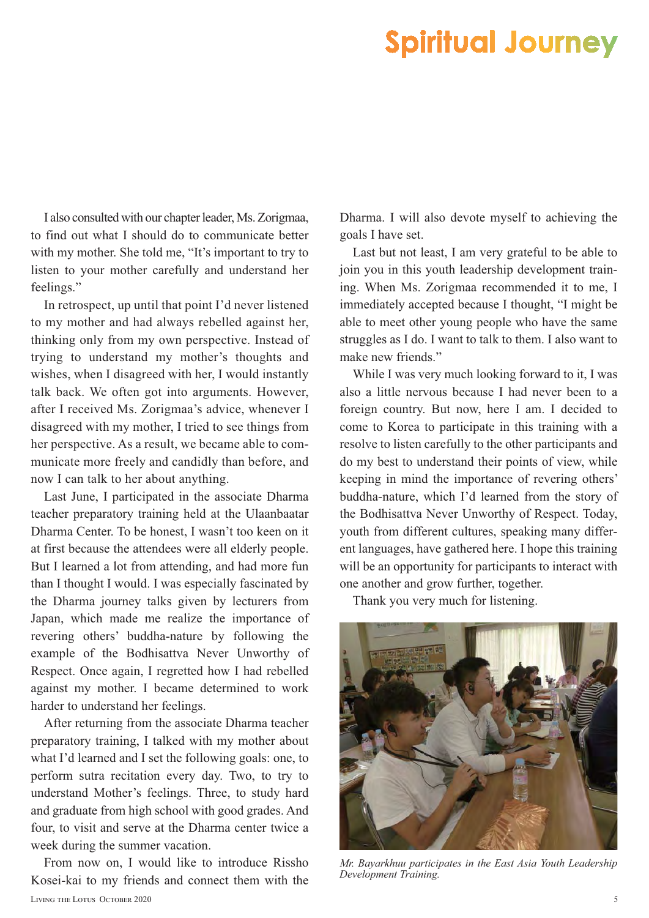I also consulted with our chapter leader, Ms. Zorigmaa, to find out what I should do to communicate better with my mother. She told me, "It's important to try to listen to your mother carefully and understand her feelings."

In retrospect, up until that point I'd never listened to my mother and had always rebelled against her, thinking only from my own perspective. Instead of trying to understand my mother's thoughts and wishes, when I disagreed with her, I would instantly talk back. We often got into arguments. However, after I received Ms. Zorigmaa's advice, whenever I disagreed with my mother, I tried to see things from her perspective. As a result, we became able to communicate more freely and candidly than before, and now I can talk to her about anything.

Last June, I participated in the associate Dharma teacher preparatory training held at the Ulaanbaatar Dharma Center. To be honest, I wasn't too keen on it at first because the attendees were all elderly people. But I learned a lot from attending, and had more fun than I thought I would. I was especially fascinated by the Dharma journey talks given by lecturers from Japan, which made me realize the importance of revering others' buddha-nature by following the example of the Bodhisattva Never Unworthy of Respect. Once again, I regretted how I had rebelled against my mother. I became determined to work harder to understand her feelings.

After returning from the associate Dharma teacher preparatory training, I talked with my mother about what I'd learned and I set the following goals: one, to perform sutra recitation every day. Two, to try to understand Mother's feelings. Three, to study hard and graduate from high school with good grades. And four, to visit and serve at the Dharma center twice a week during the summer vacation.

From now on, I would like to introduce Rissho Kosei-kai to my friends and connect them with the Dharma. I will also devote myself to achieving the goals I have set.

Last but not least, I am very grateful to be able to join you in this youth leadership development training. When Ms. Zorigmaa recommended it to me, I immediately accepted because I thought, "I might be able to meet other young people who have the same struggles as I do. I want to talk to them. I also want to make new friends."

While I was very much looking forward to it, I was also a little nervous because I had never been to a foreign country. But now, here I am. I decided to come to Korea to participate in this training with a resolve to listen carefully to the other participants and do my best to understand their points of view, while keeping in mind the importance of revering others' buddha-nature, which I'd learned from the story of the Bodhisattva Never Unworthy of Respect. Today, youth from different cultures, speaking many different languages, have gathered here. I hope this training will be an opportunity for participants to interact with one another and grow further, together.

Thank you very much for listening.

*Mr. Bayarkhuu participates in the East Asia Youth Leadership Development Training.*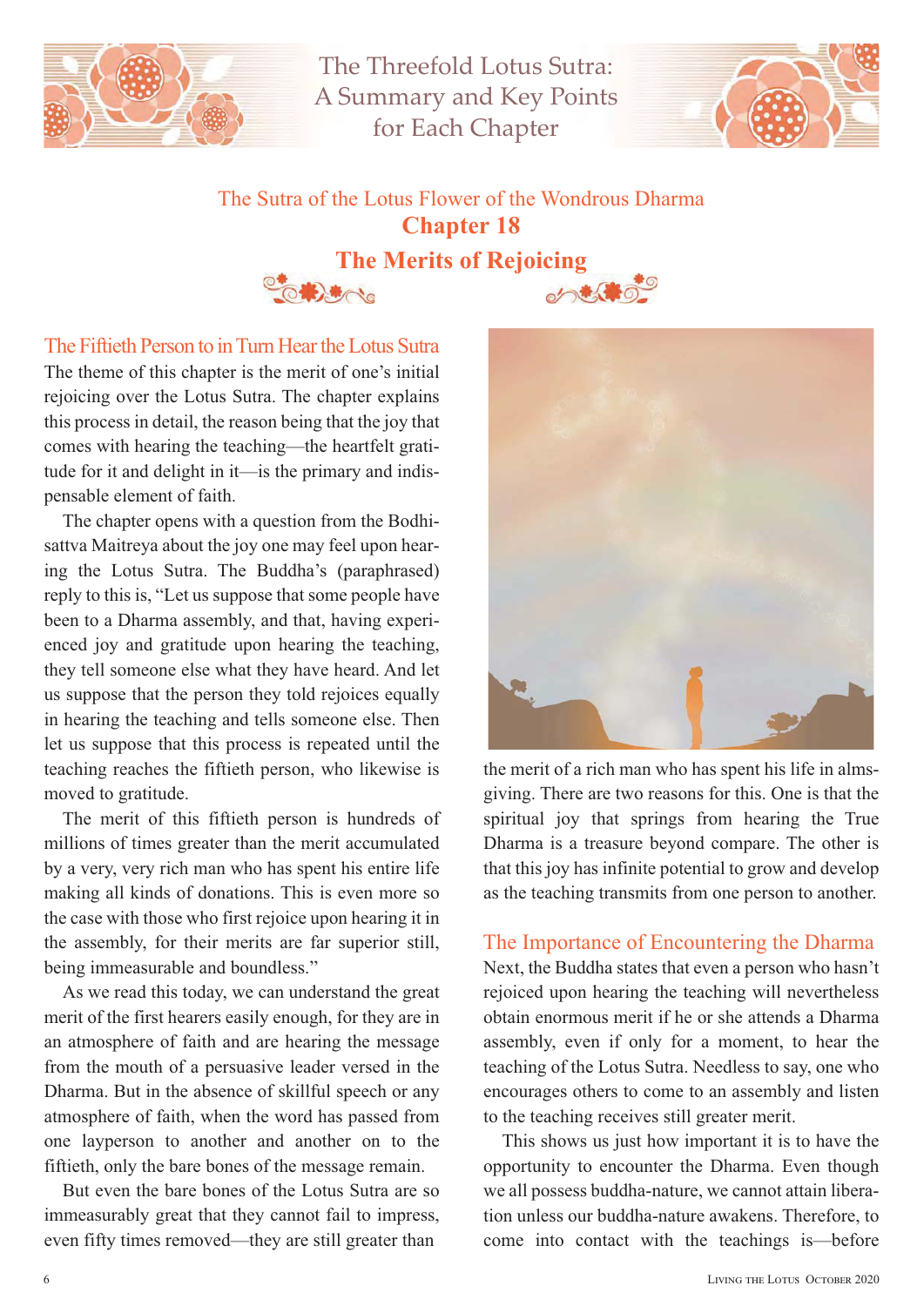# The Threefold Lotus Sutra: A Summary and Key Points for Each Chapter

## The Sutra of the Lotus Flower of the Wondrous Dharma

## Chapter 18

## The Merits of Rejoicing

### The Fiftieth Person to in Turn Hear the Lotus Sutra

The theme of this chapter is the merit of one's initial rejoicing over the Lotus Sutra. The chapter explains this process in detail, the reason being that the joy that comes with hearing the teaching—the heartfelt gratitude for it and delight in it—is the primary and indispensable element of faith.

The chapter opens with a question from the Bodhisattva Maitreya about the joy one may feel upon hearing the Lotus Sutra. The Buddha's (paraphrased) reply to this is, "Let us suppose that some people have been to a Dharma assembly, and that, having experienced joy and gratitude upon hearing the teaching, they tell someone else what they have heard. And let us suppose that the person they told rejoices equally in hearing the teaching and tells someone else. Then let us suppose that this process is repeated until the teaching reaches the fiftieth person, who likewise is moved to gratitude.

The merit of this fiftieth person is hundreds of millions of times greater than the merit accumulated by a very, very rich man who has spent his entire life making all kinds of donations. This is even more so the case with those who first rejoice upon hearing it in the assembly, for their merits are far superior still, being immeasurable and boundless."

As we read this today, we can understand the great merit of the first hearers easily enough, for they are in an atmosphere of faith and are hearing the message from the mouth of a persuasive leader versed in the Dharma. But in the absence of skillful speech or any atmosphere of faith, when the word has passed from one layperson to another and another on to the fiftieth, only the bare bones of the message remain.

But even the bare bones of the Lotus Sutra are so immeasurably great that they cannot fail to impress, even fifty times removed—they are still greater than the merit of a rich man who has spent his life in almsgiving. There are two reasons for this. One is that the spiritual joy that springs from hearing the True Dharma is a treasure beyond compare. The other is that this joy has infinite potential to grow and develop as the teaching transmits from one person to another.

### The Importance of Encountering the Dharma

Next, the Buddha states that even a person who hasn't rejoiced upon hearing the teaching will nevertheless obtain enormous merit if he or she attends a Dharma assembly, even if only for a moment, to hear the teaching of the Lotus Sutra. Needless to say, one who encourages others to come to an assembly and listen to the teaching receives still greater merit.

This shows us just how important it is to have the opportunity to encounter the Dharma. Even though we all possess buddha-nature, we cannot attain liberation unless our buddha-nature awakens. Therefore, to come into contact with the teachings is—before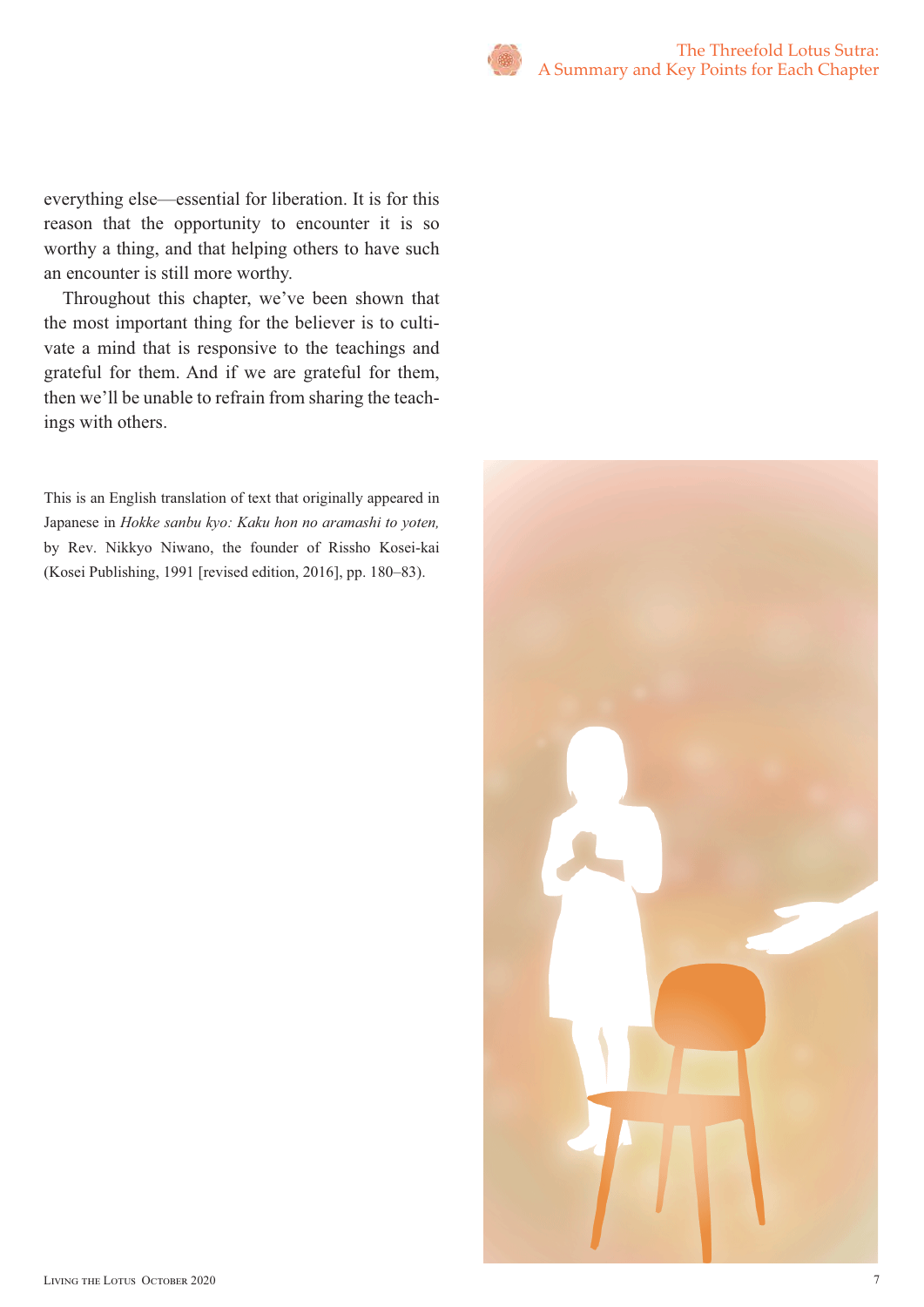everything else—essential for liberation. It is for this reason that the opportunity to encounter it is so worthy a thing, and that helping others to have such an encounter is still more worthy.

Throughout this chapter, we've been shown that the most important thing for the believer is to cultivate a mind that is responsive to the teachings and grateful for them. And if we are grateful for them, then we'll be unable to refrain from sharing the teachings with others.

This is an English translation of text that originally appeared in Japanese in *Hokke sanbu kyo: Kaku hon no aramashi to yoten,* by Rev. Nikkyo Niwano, the founder of Rissho Kosei-kai (Kosei Publishing, 1991 [revised edition, 2016], pp. 180–83).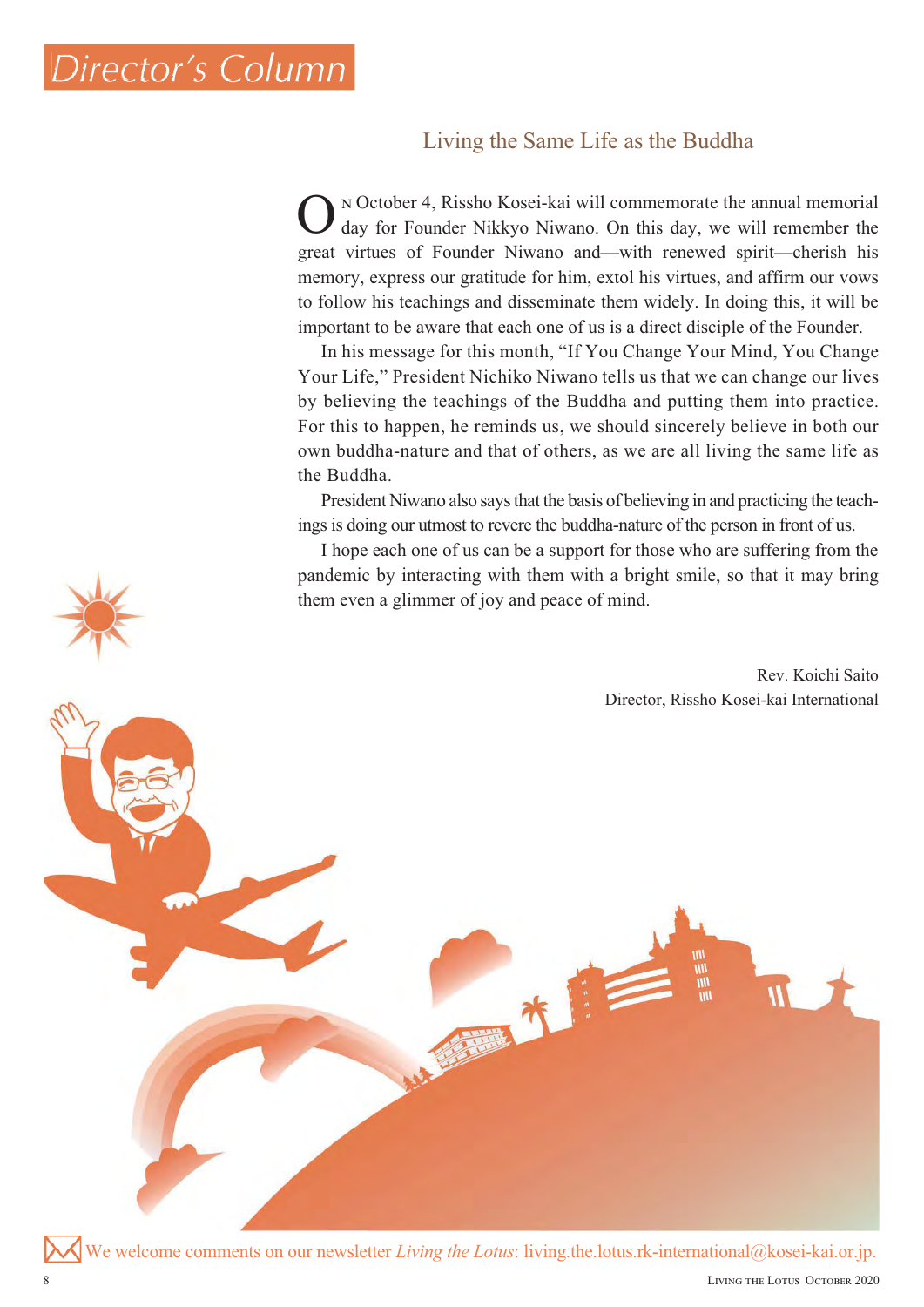# Director's Column

## Living the Same Life as the Buddha

On October 4, Rissho Kosei-kai will commemorate the annual memorial day for Founder Nikkyo Niwano. On this day, we will remember the great virtues of Founder Niwano and—with renewed spirit—cherish his memory, express our gratitude for him, extol his virtues, and affirm our vows to follow his teachings and disseminate them widely. In doing this, it will be important to be aware that each one of us is a direct disciple of the Founder.

In his message for this month, "If You Change Your Mind, You Change Your Life," President Nichiko Niwano tells us that we can change our lives by believing the teachings of the Buddha and putting them into practice. For this to happen, he reminds us, we should sincerely believe in both our own buddha-nature and that of others, as we are all living the same life as the Buddha.

President Niwano also says that the basis of believing in and practicing the teachings is doing our utmost to revere the buddha-nature of the person in front of us.

I hope each one of us can be a support for those who are suffering from the pandemic by interacting with them with a bright smile, so that it may bring them even a glimmer of joy and peace of mind.

Rev. Koichi Saito
Director, Rissho Kosei-kai International

We welcome comments on our newsletter *Living the Lotus*: living.the.lotus.rk-international@kosei-kai.or.jp.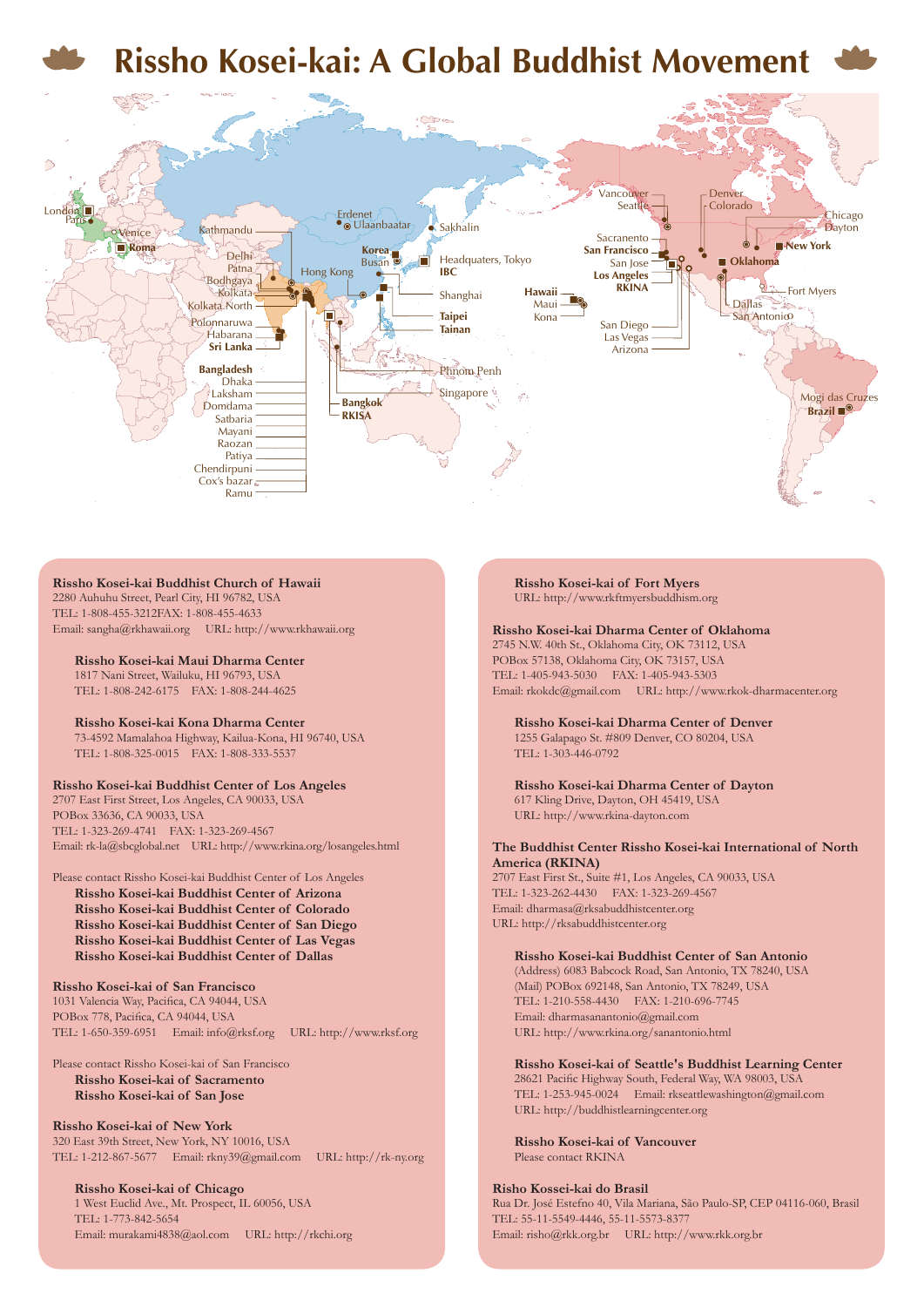# Rissho Kosei-kai: A Global Buddhist Movement

London
Paris
Venice
Roma
Erdenet
Ulaanbaatar
Kathmandu
Delhi
Patna
Bodhgaya
Kolkata
Kolkata North
Polonnaruwa
Habarana
Sri Lanka
Hong Kong
Korea
Busan
Sakhalin
Headquaters, Tokyo
IBC
Shanghai
Taipei
Tainan
Bangladesh
Dhaka
Laksham
Domdama
Satbaria
Mayani
Raozan
Patiya
Chendirpuni
Cox's bazar
Ramu
Bangkok
RKISA
Phnom Penh
Singapore
Vancouver
Seattle
Sacranento
San Francisco
San Jose
Los Angeles
RKINA
Hawaii
Maui
Kona
San Diego
Las Vegas
Arizona
Denver
Colorado
Chicago
Dayton
New York
Oklahoma
Fort Myers
Dallas
San Antonio
Mogi das Cruzes
Brazil

**Rissho Kosei-kai Buddhist Church of Hawaii**
2280 Auhuhu Street, Pearl City, HI 96782, USA
TEL: 1-808-455-3212FAX: 1-808-455-4633
Email: sangha@rkhawaii.org URL: http://www.rkhawaii.org

**Rissho Kosei-kai Maui Dharma Center**
1817 Nani Street, Wailuku, HI 96793, USA
TEL: 1-808-242-6175 FAX: 1-808-244-4625

**Rissho Kosei-kai Kona Dharma Center**
73-4592 Mamalahoa Highway, Kailua-Kona, HI 96740, USA
TEL: 1-808-325-0015 FAX: 1-808-333-5537

**Rissho Kosei-kai Buddhist Center of Los Angeles**
2707 East First Street, Los Angeles, CA 90033, USA
POBox 33636, CA 90033, USA
TEL: 1-323-269-4741 FAX: 1-323-269-4567
Email: rk-la@sbcglobal.net URL: http://www.rkina.org/losangeles.html

Please contact Rissho Kosei-kai Buddhist Center of Los Angeles
**Rissho Kosei-kai Buddhist Center of Arizona**
**Rissho Kosei-kai Buddhist Center of Colorado**
**Rissho Kosei-kai Buddhist Center of San Diego**
**Rissho Kosei-kai Buddhist Center of Las Vegas**
**Rissho Kosei-kai Buddhist Center of Dallas**

**Rissho Kosei-kai of San Francisco**
1031 Valencia Way, Pacifica, CA 94044, USA
POBox 778, Pacifica, CA 94044, USA
TEL: 1-650-359-6951 Email: info@rksf.org URL: http://www.rksf.org

Please contact Rissho Kosei-kai of San Francisco
**Rissho Kosei-kai of Sacramento**
**Rissho Kosei-kai of San Jose**

**Rissho Kosei-kai of New York**
320 East 39th Street, New York, NY 10016, USA
TEL: 1-212-867-5677 Email: rkny39@gmail.com URL: http://rk-ny.org

**Rissho Kosei-kai of Chicago**
1 West Euclid Ave., Mt. Prospect, IL 60056, USA
TEL: 1-773-842-5654
Email: murakami4838@aol.com URL: http://rkchi.org

**Rissho Kosei-kai of Fort Myers**
URL: http://www.rkftmyersbuddhism.org

**Rissho Kosei-kai Dharma Center of Oklahoma**
2745 N.W. 40th St., Oklahoma City, OK 73112, USA
POBox 57138, Oklahoma City, OK 73157, USA
TEL: 1-405-943-5030 FAX: 1-405-943-5303
Email: rkokdc@gmail.com URL: http://www.rkok-dharmacenter.org

**Rissho Kosei-kai Dharma Center of Denver**
1255 Galapago St. #809 Denver, CO 80204, USA
TEL: 1-303-446-0792

**Rissho Kosei-kai Dharma Center of Dayton**
617 Kling Drive, Dayton, OH 45419, USA
URL: http://www.rkina-dayton.com

**The Buddhist Center Rissho Kosei-kai International of North America (RKINA)**
2707 East First St., Suite #1, Los Angeles, CA 90033, USA
TEL: 1-323-262-4430 FAX: 1-323-269-4567
Email: dharmasa@rksabuddhistcenter.org
URL: http://rksabuddhistcenter.org

**Rissho Kosei-kai Buddhist Center of San Antonio**
(Address) 6083 Babcock Road, San Antonio, TX 78240, USA
(Mail) POBox 692148, San Antonio, TX 78249, USA
TEL: 1-210-558-4430 FAX: 1-210-696-7745
Email: dharmasanantonio@gmail.com
URL: http://www.rkina.org/sanantonio.html

**Rissho Kosei-kai of Seattle's Buddhist Learning Center**
28621 Pacific Highway South, Federal Way, WA 98003, USA
TEL: 1-253-945-0024 Email: rkseattlewashington@gmail.com
URL: http://buddhistlearningcenter.org

**Rissho Kosei-kai of Vancouver**
Please contact RKINA

**Risho Kossei-kai do Brasil**
Rua Dr. José Estefno 40, Vila Mariana, São Paulo-SP, CEP 04116-060, Brasil
TEL: 55-11-5549-4446, 55-11-5573-8377
Email: risho@rkk.org.br URL: http://www.rkk.org.br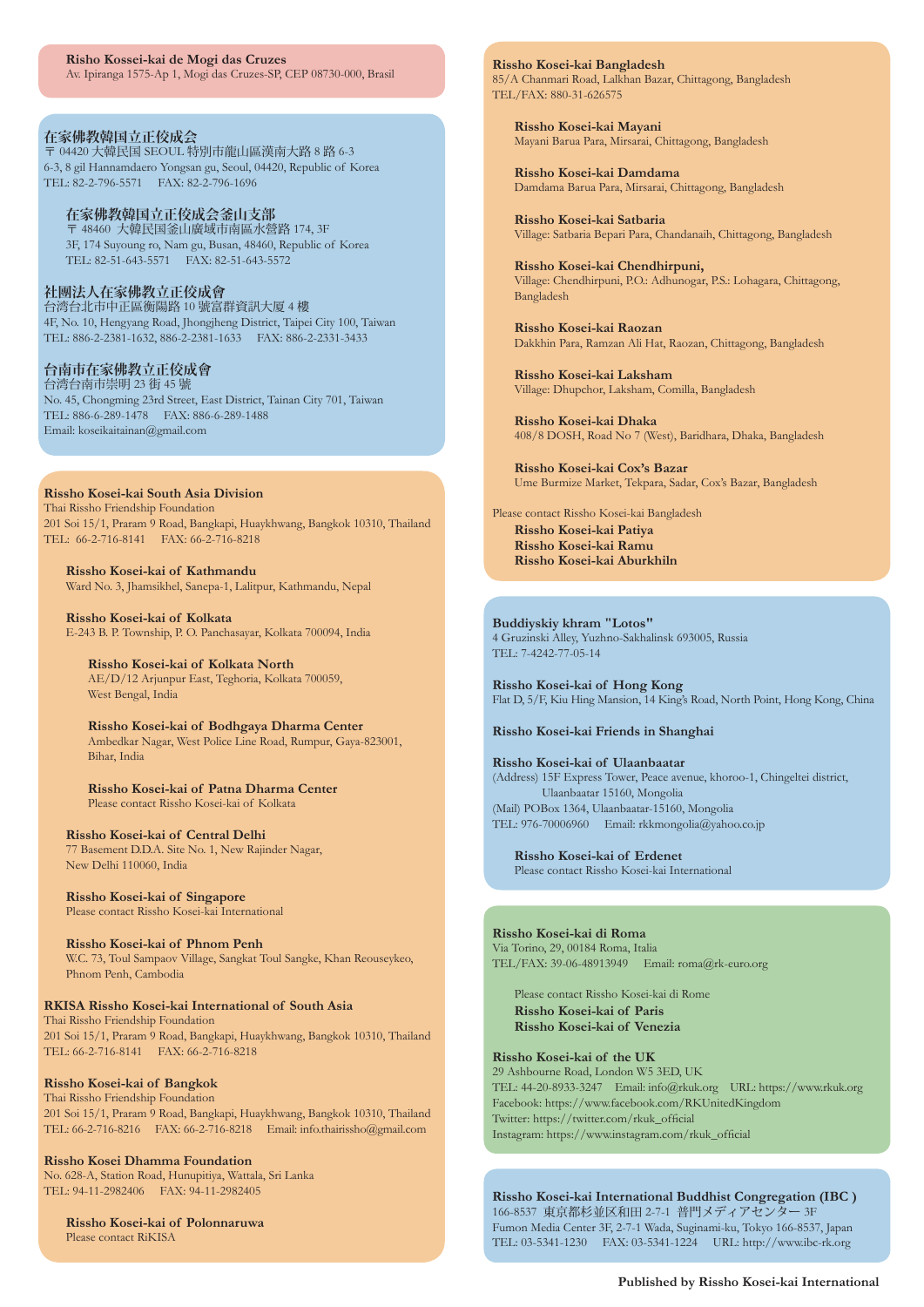**Risho Kossei-kai de Mogi das Cruzes**
Av. Ipiranga 1575-Ap 1, Mogi das Cruzes-SP, CEP 08730-000, Brasil

**在家佛教韓国立正佼成会**
〒 04420 大韓民国 SEOUL 特別市龍山區漢南大路 8 路 6-3
6-3, 8 gil Hannamdaero Yongsan gu, Seoul, 04420, Republic of Korea
TEL: 82-2-796-5571 FAX: 82-2-796-1696

**在家佛教韓国立正佼成会釜山支部**
〒 48460 大韓民国釜山廣域市南區水營路 174, 3F
3F, 174 Suyoung ro, Nam gu, Busan, 48460, Republic of Korea
TEL: 82-51-643-5571 FAX: 82-51-643-5572

**社團法人在家佛教立正佼成會**
台湾台北市中正區衡陽路 10 號富群資訊大厦 4 樓
4F, No. 10, Hengyang Road, Jhongjheng District, Taipei City 100, Taiwan
TEL: 886-2-2381-1632, 886-2-2381-1633 FAX: 886-2-2331-3433

**台南市在家佛教立正佼成會**
台湾台南市崇明 23 街 45 號
No. 45, Chongming 23rd Street, East District, Tainan City 701, Taiwan
TEL: 886-6-289-1478 FAX: 886-6-289-1488
Email: koseikaitainan@gmail.com

**Rissho Kosei-kai South Asia Division**
Thai Rissho Friendship Foundation
201 Soi 15/1, Praram 9 Road, Bangkapi, Huaykhwang, Bangkok 10310, Thailand
TEL: 66-2-716-8141 FAX: 66-2-716-8218

**Rissho Kosei-kai of Kathmandu**
Ward No. 3, Jhamsikhel, Sanepa-1, Lalitpur, Kathmandu, Nepal

**Rissho Kosei-kai of Kolkata**
E-243 B. P. Township, P. O. Panchasayar, Kolkata 700094, India

**Rissho Kosei-kai of Kolkata North**
AE/D/12 Arjunpur East, Teghoria, Kolkata 700059, West Bengal, India

**Rissho Kosei-kai of Bodhgaya Dharma Center**
Ambedkar Nagar, West Police Line Road, Rumpur, Gaya-823001, Bihar, India

**Rissho Kosei-kai of Patna Dharma Center**
Please contact Rissho Kosei-kai of Kolkata

**Rissho Kosei-kai of Central Delhi**
77 Basement D.D.A. Site No. 1, New Rajinder Nagar, New Delhi 110060, India

**Rissho Kosei-kai of Singapore**
Please contact Rissho Kosei-kai International

**Rissho Kosei-kai of Phnom Penh**
W.C. 73, Toul Sampaov Village, Sangkat Toul Sangke, Khan Reouseykeo, Phnom Penh, Cambodia

**RKISA Rissho Kosei-kai International of South Asia**
Thai Rissho Friendship Foundation
201 Soi 15/1, Praram 9 Road, Bangkapi, Huaykhwang, Bangkok 10310, Thailand
TEL: 66-2-716-8141 FAX: 66-2-716-8218

**Rissho Kosei-kai of Bangkok**
Thai Rissho Friendship Foundation
201 Soi 15/1, Praram 9 Road, Bangkapi, Huaykhwang, Bangkok 10310, Thailand
TEL: 66-2-716-8216 FAX: 66-2-716-8218 Email: info.thairissho@gmail.com

**Rissho Kosei Dhamma Foundation**
No. 628-A, Station Road, Hunupitiya, Wattala, Sri Lanka
TEL: 94-11-2982406 FAX: 94-11-2982405

**Rissho Kosei-kai of Polonnaruwa**
Please contact RiKISA

**Rissho Kosei-kai Bangladesh**
85/A Chanmari Road, Lalkhan Bazar, Chittagong, Bangladesh
TEL/FAX: 880-31-626575

**Rissho Kosei-kai Mayani**
Mayani Barua Para, Mirsarai, Chittagong, Bangladesh

**Rissho Kosei-kai Damdama**
Damdama Barua Para, Mirsarai, Chittagong, Bangladesh

**Rissho Kosei-kai Satbaria**
Village: Satbaria Bepari Para, Chandanaih, Chittagong, Bangladesh

**Rissho Kosei-kai Chendhirpuni,**
Village: Chendhirpuni, P.O.: Adhunogar, P.S.: Lohagara, Chittagong, Bangladesh

**Rissho Kosei-kai Raozan**
Dakkhin Para, Ramzan Ali Hat, Raozan, Chittagong, Bangladesh

**Rissho Kosei-kai Laksham**
Village: Dhupchor, Laksham, Comilla, Bangladesh

**Rissho Kosei-kai Dhaka**
408/8 DOSH, Road No 7 (West), Baridhara, Dhaka, Bangladesh

**Rissho Kosei-kai Cox's Bazar**
Ume Burmize Market, Tekpara, Sadar, Cox's Bazar, Bangladesh

Please contact Rissho Kosei-kai Bangladesh
**Rissho Kosei-kai Patiya**
**Rissho Kosei-kai Ramu**
**Rissho Kosei-kai Aburkhiln**

**Buddiyskiy khram "Lotos"**
4 Gruzinski Alley, Yuzhno-Sakhalinsk 693005, Russia
TEL: 7-4242-77-05-14

**Rissho Kosei-kai of Hong Kong**
Flat D, 5/F, Kiu Hing Mansion, 14 King's Road, North Point, Hong Kong, China

**Rissho Kosei-kai Friends in Shanghai**

**Rissho Kosei-kai of Ulaanbaatar**
(Address) 15F Express Tower, Peace avenue, khoroo-1, Chingeltei district, Ulaanbaatar 15160, Mongolia
(Mail) POBox 1364, Ulaanbaatar-15160, Mongolia
TEL: 976-70006960 Email: rkkmongolia@yahoo.co.jp

**Rissho Kosei-kai of Erdenet**
Please contact Rissho Kosei-kai International

**Rissho Kosei-kai di Roma**
Via Torino, 29, 00184 Roma, Italia
TEL/FAX: 39-06-48913949 Email: roma@rk-euro.org

Please contact Rissho Kosei-kai di Rome
**Rissho Kosei-kai of Paris**
**Rissho Kosei-kai of Venezia**

**Rissho Kosei-kai of the UK**
29 Ashbourne Road, London W5 3ED, UK
TEL: 44-20-8933-3247 Email: info@rkuk.org URL: https://www.rkuk.org
Facebook: https://www.facebook.com/RKUnitedKingdom
Twitter: https://twitter.com/rkuk_official
Instagram: https://www.instagram.com/rkuk_official

**Rissho Kosei-kai International Buddhist Congregation (IBC )**
166-8537 東京都杉並区和田 2-7-1 普門メディアセンター 3F
Fumon Media Center 3F, 2-7-1 Wada, Suginami-ku, Tokyo 166-8537, Japan
TEL: 03-5341-1230 FAX: 03-5341-1224 URL: http://www.ibc-rk.org

**Published by Rissho Kosei-kai International**